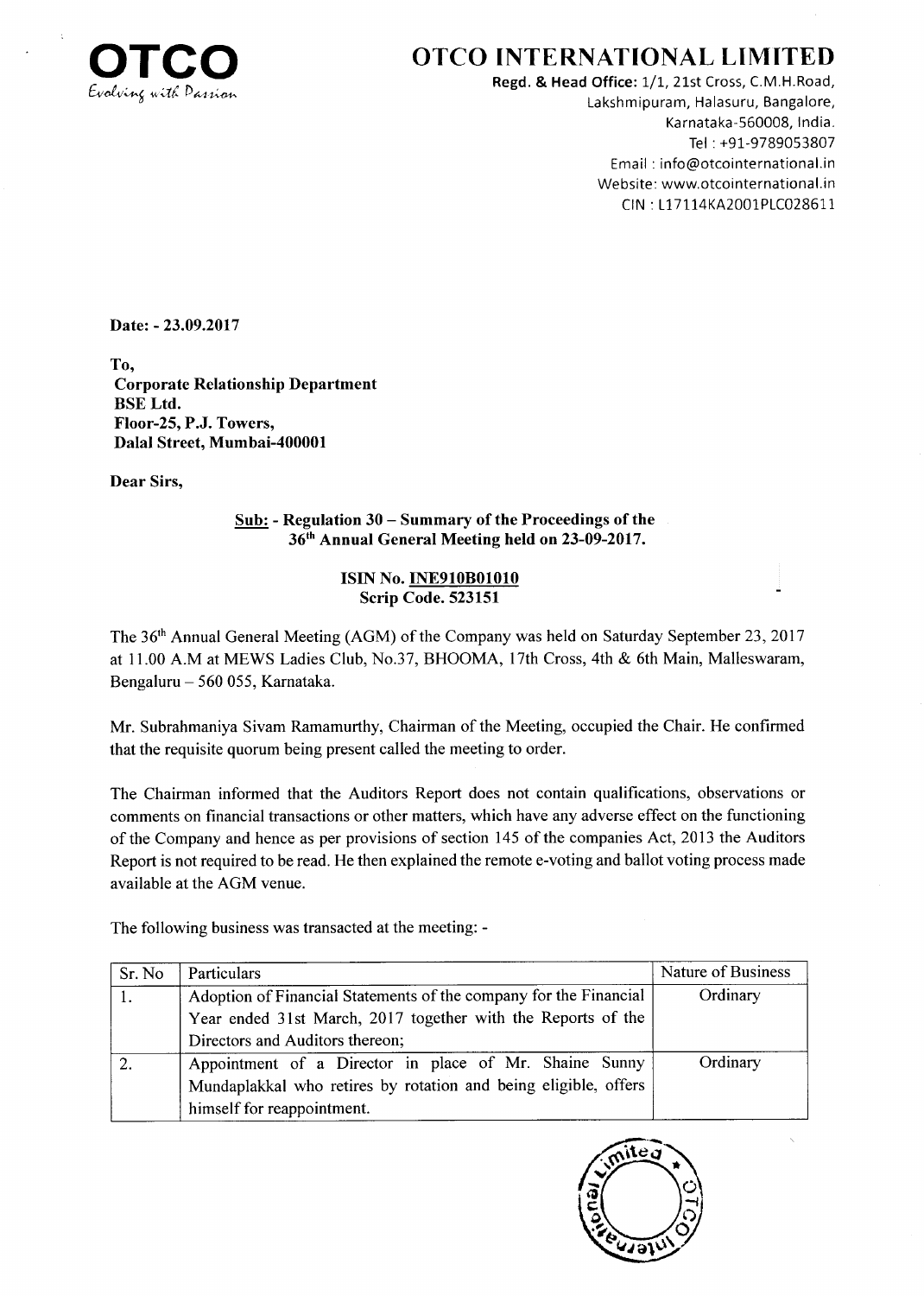# OTCO INTERNATIONAL LIMITED

**OTCO** *Evolving with Passion*

**Regd. & Head Office:** 1/1, 21st Cross, C.M.H.Road,
Lakshmipuram, Halasuru, Bangalore,
Karnataka-560008, India.
Tel : +91-9789053807
Email : info@otcointernational.in
Website: www.otcointernational.in
CIN : L17114KA2001PLC028611

**Date: - 23.09.2017**

**To,**
**Corporate Relationship Department**
**BSE Ltd.**
**Floor-25, P.J. Towers,**
**Dalal Street, Mumbai-400001**

**Dear Sirs,**

**Sub: - Regulation 30 – Summary of the Proceedings of the 36th Annual General Meeting held on 23-09-2017.**

**ISIN No. INE910B01010**
**Scrip Code. 523151**

The 36th Annual General Meeting (AGM) of the Company was held on Saturday September 23, 2017 at 11.00 A.M at MEWS Ladies Club, No.37, BHOOMA, 17th Cross, 4th & 6th Main, Malleswaram, Bengaluru – 560 055, Karnataka.

Mr. Subrahmaniya Sivam Ramamurthy, Chairman of the Meeting, occupied the Chair. He confirmed that the requisite quorum being present called the meeting to order.

The Chairman informed that the Auditors Report does not contain qualifications, observations or comments on financial transactions or other matters, which have any adverse effect on the functioning of the Company and hence as per provisions of section 145 of the companies Act, 2013 the Auditors Report is not required to be read. He then explained the remote e-voting and ballot voting process made available at the AGM venue.

The following business was transacted at the meeting: -

| Sr. No | Particulars | Nature of Business |
|---|---|---|
| 1. | Adoption of Financial Statements of the company for the Financial Year ended 31st March, 2017 together with the Reports of the Directors and Auditors thereon; | Ordinary |
| 2. | Appointment of a Director in place of Mr. Shaine Sunny Mundaplakkal who retires by rotation and being eligible, offers himself for reappointment. | Ordinary |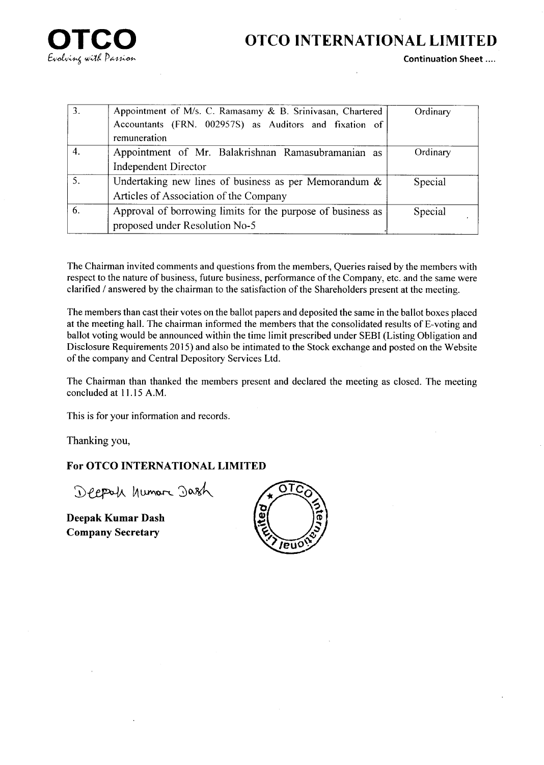| | | |
|---|---|---|
| 3. | Appointment of M/s. C. Ramasamy & B. Srinivasan, Chartered Accountants (FRN. 002957S) as Auditors and fixation of remuneration | Ordinary |
| 4. | Appointment of Mr. Balakrishnan Ramasubramanian as Independent Director | Ordinary |
| 5. | Undertaking new lines of business as per Memorandum & Articles of Association of the Company | Special |
| 6. | Approval of borrowing limits for the purpose of business as proposed under Resolution No-5 | Special |

The Chairman invited comments and questions from the members, Queries raised by the members with respect to the nature of business, future business, performance of the Company, etc. and the same were clarified / answered by the chairman to the satisfaction of the Shareholders present at the meeting.

The members than cast their votes on the ballot papers and deposited the same in the ballot boxes placed at the meeting hall. The chairman informed the members that the consolidated results of E-voting and ballot voting would be announced within the time limit prescribed under SEBI (Listing Obligation and Disclosure Requirements 2015) and also be intimated to the Stock exchange and posted on the Website of the company and Central Depository Services Ltd.

The Chairman than thanked the members present and declared the meeting as closed. The meeting concluded at 11.15 A.M.

This is for your information and records.

Thanking you,

**For OTCO INTERNATIONAL LIMITED**

Deepak Kumar Dash

**Deepak Kumar Dash**
**Company Secretary**